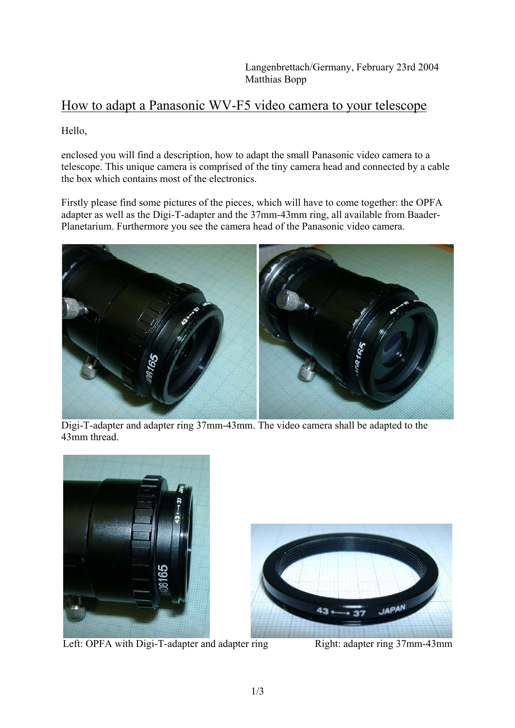Langenbrettach/Germany, February 23rd 2004
Matthias Bopp

# How to adapt a Panasonic WV-F5 video camera to your telescope

Hello,

enclosed you will find a description, how to adapt the small Panasonic video camera to a telescope. This unique camera is comprised of the tiny camera head and connected by a cable the box which contains most of the electronics.

Firstly please find some pictures of the pieces, which will have to come together: the OPFA adapter as well as the Digi-T-adapter and the 37mm-43mm ring, all available from Baader-Planetarium. Furthermore you see the camera head of the Panasonic video camera.

Digi-T-adapter and adapter ring 37mm-43mm. The video camera shall be adapted to the 43mm thread.

Left: OPFA with Digi-T-adapter and adapter ring

Right: adapter ring 37mm-43mm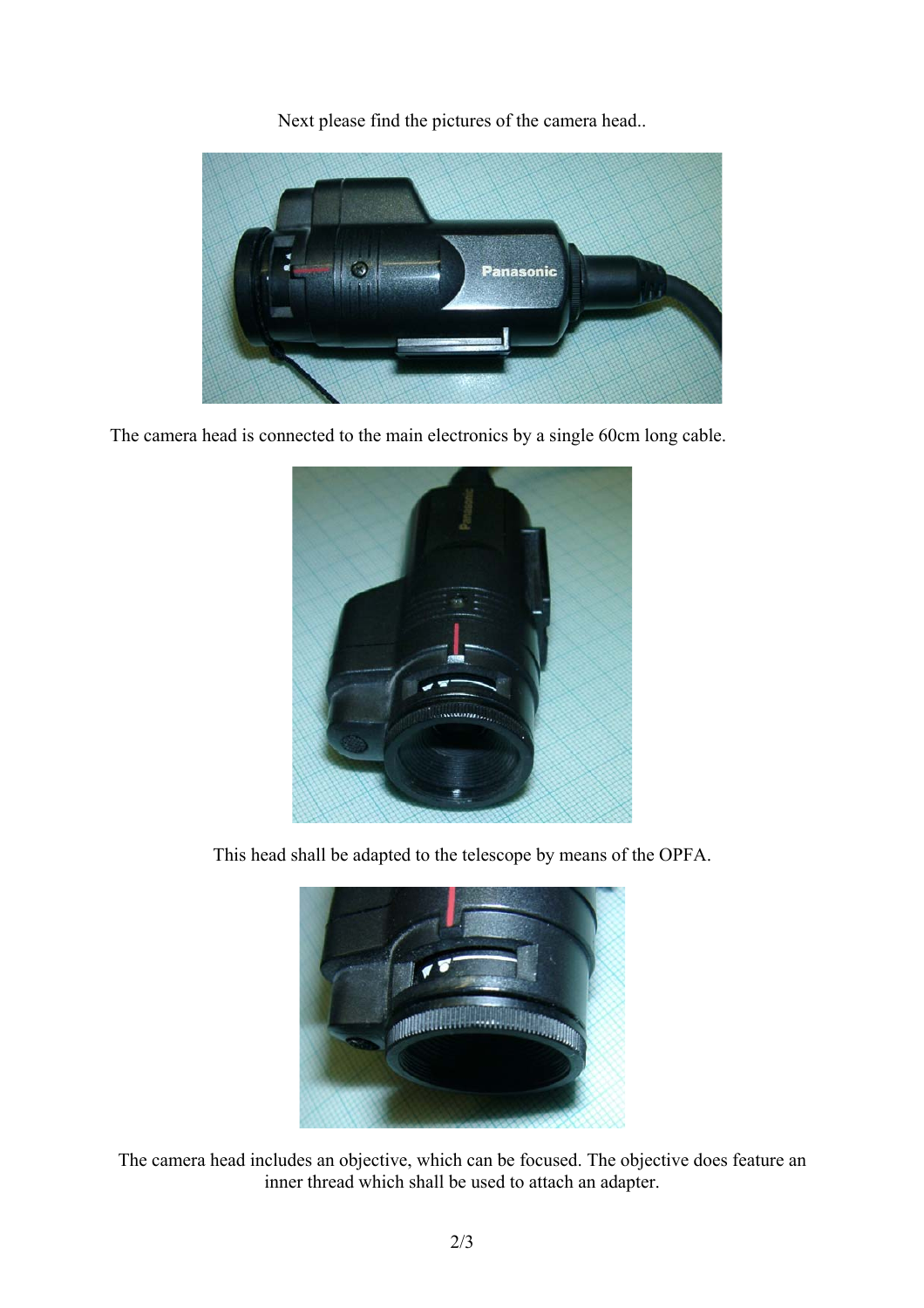Next please find the pictures of the camera head..

The camera head is connected to the main electronics by a single 60cm long cable.

This head shall be adapted to the telescope by means of the OPFA.

The camera head includes an objective, which can be focused. The objective does feature an inner thread which shall be used to attach an adapter.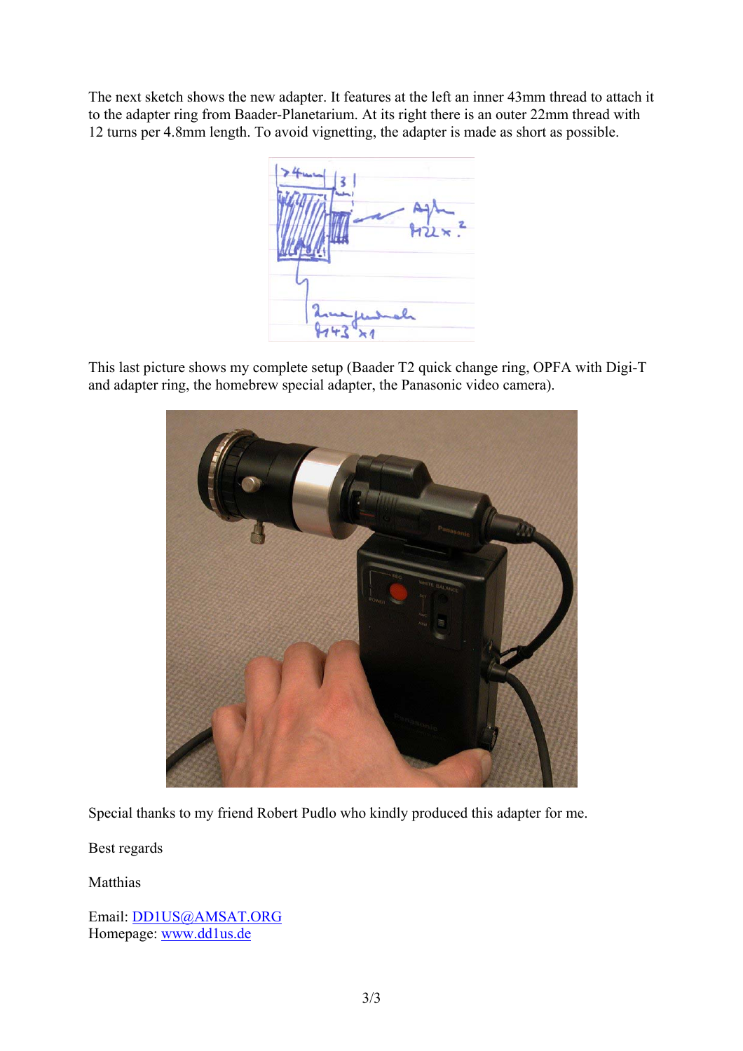The next sketch shows the new adapter. It features at the left an inner 43mm thread to attach it to the adapter ring from Baader-Planetarium. At its right there is an outer 22mm thread with 12 turns per 4.8mm length. To avoid vignetting, the adapter is made as short as possible.

This last picture shows my complete setup (Baader T2 quick change ring, OPFA with Digi-T and adapter ring, the homebrew special adapter, the Panasonic video camera).

Special thanks to my friend Robert Pudlo who kindly produced this adapter for me.

Best regards

Matthias

Email: [DD1US@AMSAT.ORG](mailto:DD1US@AMSAT.ORG)
Homepage: [www.dd1us.de](http://www.dd1us.de)